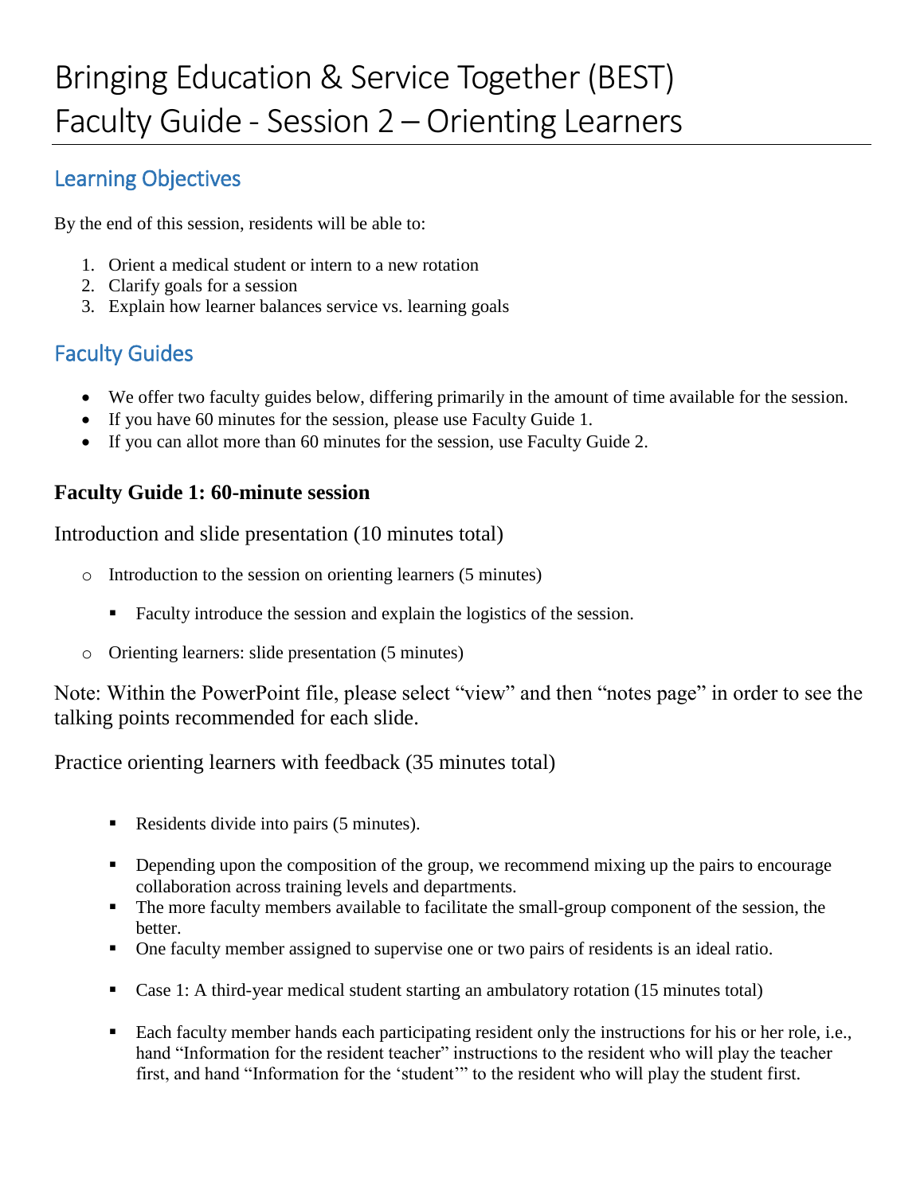# Bringing Education & Service Together (BEST) Faculty Guide - Session 2 – Orienting Learners

## Learning Objectives

By the end of this session, residents will be able to:

1. Orient a medical student or intern to a new rotation
2. Clarify goals for a session
3. Explain how learner balances service vs. learning goals

## Faculty Guides

- We offer two faculty guides below, differing primarily in the amount of time available for the session.
- If you have 60 minutes for the session, please use Faculty Guide 1.
- If you can allot more than 60 minutes for the session, use Faculty Guide 2.

### Faculty Guide 1: 60-minute session

Introduction and slide presentation (10 minutes total)

- Introduction to the session on orienting learners (5 minutes)
  - Faculty introduce the session and explain the logistics of the session.
- Orienting learners: slide presentation (5 minutes)

Note: Within the PowerPoint file, please select "view" and then "notes page" in order to see the talking points recommended for each slide.

Practice orienting learners with feedback (35 minutes total)

- Residents divide into pairs (5 minutes).
- Depending upon the composition of the group, we recommend mixing up the pairs to encourage collaboration across training levels and departments.
- The more faculty members available to facilitate the small-group component of the session, the better.
- One faculty member assigned to supervise one or two pairs of residents is an ideal ratio.
- Case 1: A third-year medical student starting an ambulatory rotation (15 minutes total)
- Each faculty member hands each participating resident only the instructions for his or her role, i.e., hand "Information for the resident teacher" instructions to the resident who will play the teacher first, and hand "Information for the 'student'" to the resident who will play the student first.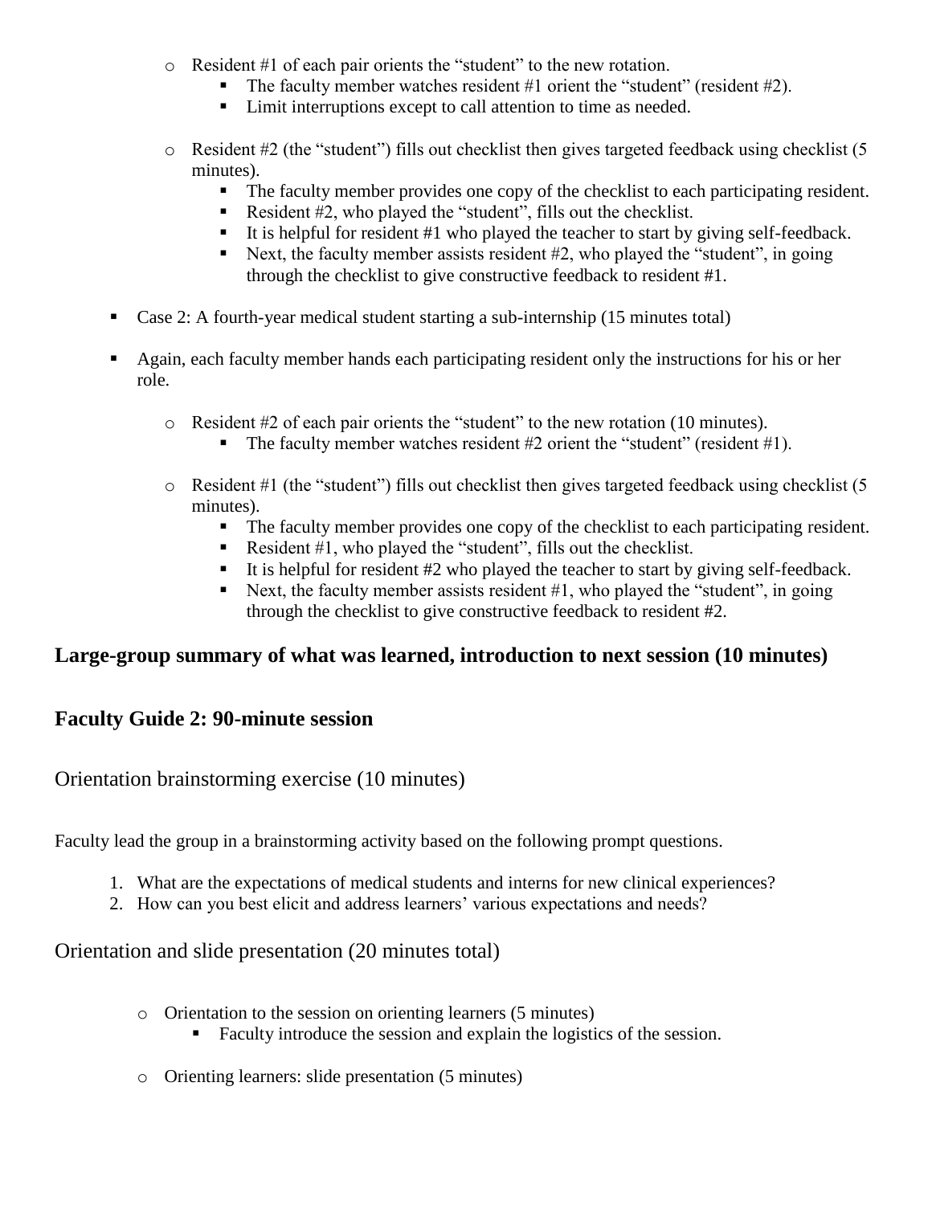- Resident #1 of each pair orients the "student" to the new rotation.
    - The faculty member watches resident #1 orient the "student" (resident #2).
    - Limit interruptions except to call attention to time as needed.

- Resident #2 (the "student") fills out checklist then gives targeted feedback using checklist (5 minutes).
    - The faculty member provides one copy of the checklist to each participating resident.
    - Resident #2, who played the "student", fills out the checklist.
    - It is helpful for resident #1 who played the teacher to start by giving self-feedback.
    - Next, the faculty member assists resident #2, who played the "student", in going through the checklist to give constructive feedback to resident #1.

- Case 2: A fourth-year medical student starting a sub-internship (15 minutes total)

- Again, each faculty member hands each participating resident only the instructions for his or her role.

    - Resident #2 of each pair orients the "student" to the new rotation (10 minutes).
        - The faculty member watches resident #2 orient the "student" (resident #1).

    - Resident #1 (the "student") fills out checklist then gives targeted feedback using checklist (5 minutes).
        - The faculty member provides one copy of the checklist to each participating resident.
        - Resident #1, who played the "student", fills out the checklist.
        - It is helpful for resident #2 who played the teacher to start by giving self-feedback.
        - Next, the faculty member assists resident #1, who played the "student", in going through the checklist to give constructive feedback to resident #2.

## Large-group summary of what was learned, introduction to next session (10 minutes)

## Faculty Guide 2: 90-minute session

### Orientation brainstorming exercise (10 minutes)

Faculty lead the group in a brainstorming activity based on the following prompt questions.

1. What are the expectations of medical students and interns for new clinical experiences?
2. How can you best elicit and address learners' various expectations and needs?

### Orientation and slide presentation (20 minutes total)

- Orientation to the session on orienting learners (5 minutes)
    - Faculty introduce the session and explain the logistics of the session.

- Orienting learners: slide presentation (5 minutes)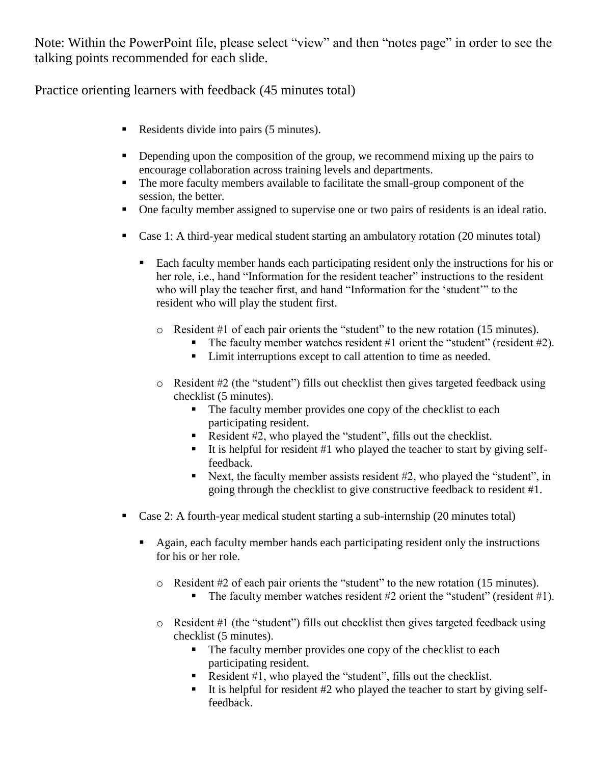Note: Within the PowerPoint file, please select "view" and then "notes page" in order to see the talking points recommended for each slide.

Practice orienting learners with feedback (45 minutes total)

- Residents divide into pairs (5 minutes).
- Depending upon the composition of the group, we recommend mixing up the pairs to encourage collaboration across training levels and departments.
- The more faculty members available to facilitate the small-group component of the session, the better.
- One faculty member assigned to supervise one or two pairs of residents is an ideal ratio.
- Case 1: A third-year medical student starting an ambulatory rotation (20 minutes total)
  - Each faculty member hands each participating resident only the instructions for his or her role, i.e., hand "Information for the resident teacher" instructions to the resident who will play the teacher first, and hand "Information for the 'student'" to the resident who will play the student first.
    - Resident #1 of each pair orients the "student" to the new rotation (15 minutes).
      - The faculty member watches resident #1 orient the "student" (resident #2).
      - Limit interruptions except to call attention to time as needed.
    - Resident #2 (the "student") fills out checklist then gives targeted feedback using checklist (5 minutes).
      - The faculty member provides one copy of the checklist to each participating resident.
      - Resident #2, who played the "student", fills out the checklist.
      - It is helpful for resident #1 who played the teacher to start by giving self-feedback.
      - Next, the faculty member assists resident #2, who played the "student", in going through the checklist to give constructive feedback to resident #1.
- Case 2: A fourth-year medical student starting a sub-internship (20 minutes total)
  - Again, each faculty member hands each participating resident only the instructions for his or her role.
    - Resident #2 of each pair orients the "student" to the new rotation (15 minutes).
      - The faculty member watches resident #2 orient the "student" (resident #1).
    - Resident #1 (the "student") fills out checklist then gives targeted feedback using checklist (5 minutes).
      - The faculty member provides one copy of the checklist to each participating resident.
      - Resident #1, who played the "student", fills out the checklist.
      - It is helpful for resident #2 who played the teacher to start by giving self-feedback.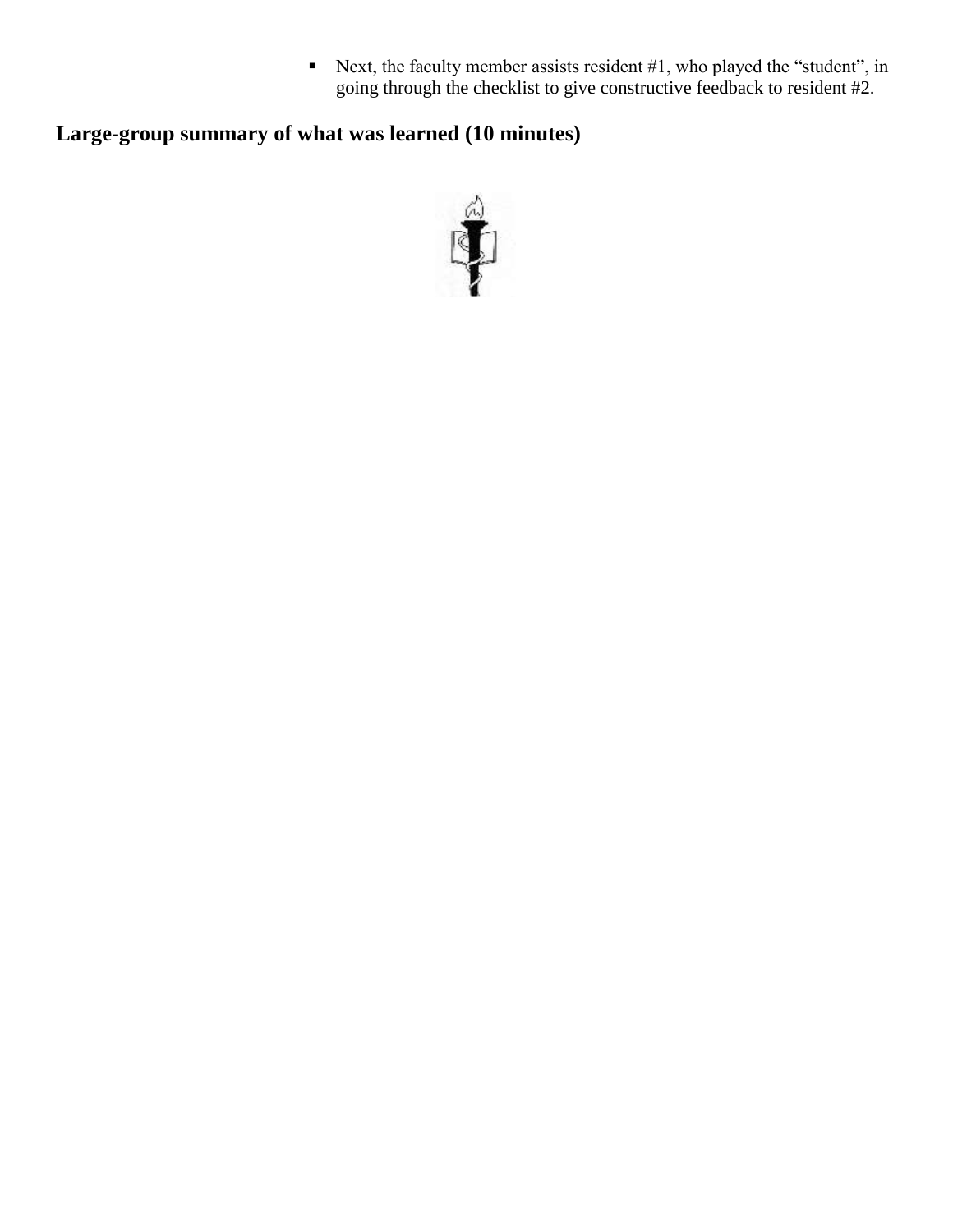- Next, the faculty member assists resident #1, who played the "student", in going through the checklist to give constructive feedback to resident #2.

## Large-group summary of what was learned (10 minutes)